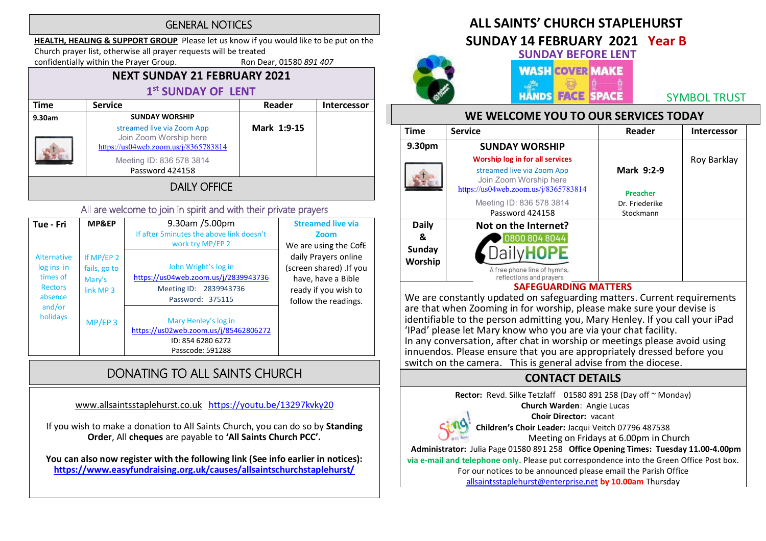## GENERAL NOTICES

**HEALTH, HEALING & SUPPORT GROUP** Please let us know if you would like to be put on the Church prayer list, otherwise all prayer requests will be treated confidentially within the Prayer Group. Ron Dear, 01580 *891 407*

### NEXT SUNDAY 21 FEBRUARY 2021

**1st SUNDAY OF LENT**

| Time | Service | Reader | Intercessor |
|---|---|---|---|
| 9.30am | SUNDAY WORSHIP<br>streamed live via Zoom App<br>Join Zoom Worship here<br>https://us04web.zoom.us/j/8365783814<br>Meeting ID: 836 578 3814<br>Password 424158 | Mark 1:9-15 | |

### DAILY OFFICE

All are welcome to join in spirit and with their private prayers

| Tue - Fri | MP&EP | 9.30am /5.00pm | Streamed live via Zoom |
|---|---|---|---|
| | | If after 5minutes the above link doesn't work try MP/EP 2 | We are using the CofE daily Prayers online (screen shared) .If you have, have a Bible ready if you wish to follow the readings. |
| Alternative log ins in times of Rectors absence and/or holidays | If MP/EP 2 fails, go to Mary's link MP 3 | John Wright's log in<br>https://us04web.zoom.us/j/2839943736<br>Meeting ID: 2839943736<br>Password: 375115 | |
| | MP/EP 3 | Mary Henley's log in<br>https://us02web.zoom.us/j/85462806272<br>ID: 854 6280 6272<br>Passcode: 591288 | |

## DONATING TO ALL SAINTS CHURCH

www.allsaintsstaplehurst.co.uk https://youtu.be/13297kvky20

If you wish to make a donation to All Saints Church, you can do so by **Standing Order**, All **cheques** are payable to **'All Saints Church PCC'.**

**You can also now register with the following link (See info earlier in notices): https://www.easyfundraising.org.uk/causes/allsaintschurchstaplehurst/**

# ALL SAINTS' CHURCH STAPLEHURST

## SUNDAY 14 FEBRUARY 2021 Year B

**SUNDAY BEFORE LENT**

WASH HANDS COVER FACE MAKE SPACE

SYMBOL TRUST

## WE WELCOME YOU TO OUR SERVICES TODAY

| Time | Service | Reader | Intercessor |
|---|---|---|---|
| 9.30pm | SUNDAY WORSHIP<br>Worship log in for all services<br>streamed live via Zoom App<br>Join Zoom Worship here<br>https://us04web.zoom.us/j/8365783814<br>Meeting ID: 836 578 3814<br>Password 424158 | Mark 9:2-9<br>Preacher<br>Dr. Friederike Stockmann | Roy Barklay |
| Daily & Sunday Worship | Not on the Internet?<br>0800 804 8044<br>DailyHOPE<br>A free phone line of hymns, reflections and prayers | | |

### SAFEGUARDING MATTERS

We are constantly updated on safeguarding matters. Current requirements are that when Zooming in for worship, please make sure your devise is identifiable to the person admitting you, Mary Henley. If you call your iPad 'IPad' please let Mary know who you are via your chat facility.
In any conversation, after chat in worship or meetings please avoid using innuendos. Please ensure that you are appropriately dressed before you switch on the camera. This is general advise from the diocese.

### CONTACT DETAILS

**Rector:** Revd. Silke Tetzlaff 01580 891 258 (Day off ~ Monday)
**Church Warden**: Angie Lucas
**Choir Director:** vacant
**Children's Choir Leader:** Jacqui Veitch 07796 487538
Meeting on Fridays at 6.00pm in Church
**Administrator:** Julia Page 01580 891 258 **Office Opening Times: Tuesday 11.00-4.00pm via e-mail and telephone only.** Please put correspondence into the Green Office Post box.
For our notices to be announced please email the Parish Office allsaintsstaplehurst@enterprise.net **by 10.00am** Thursday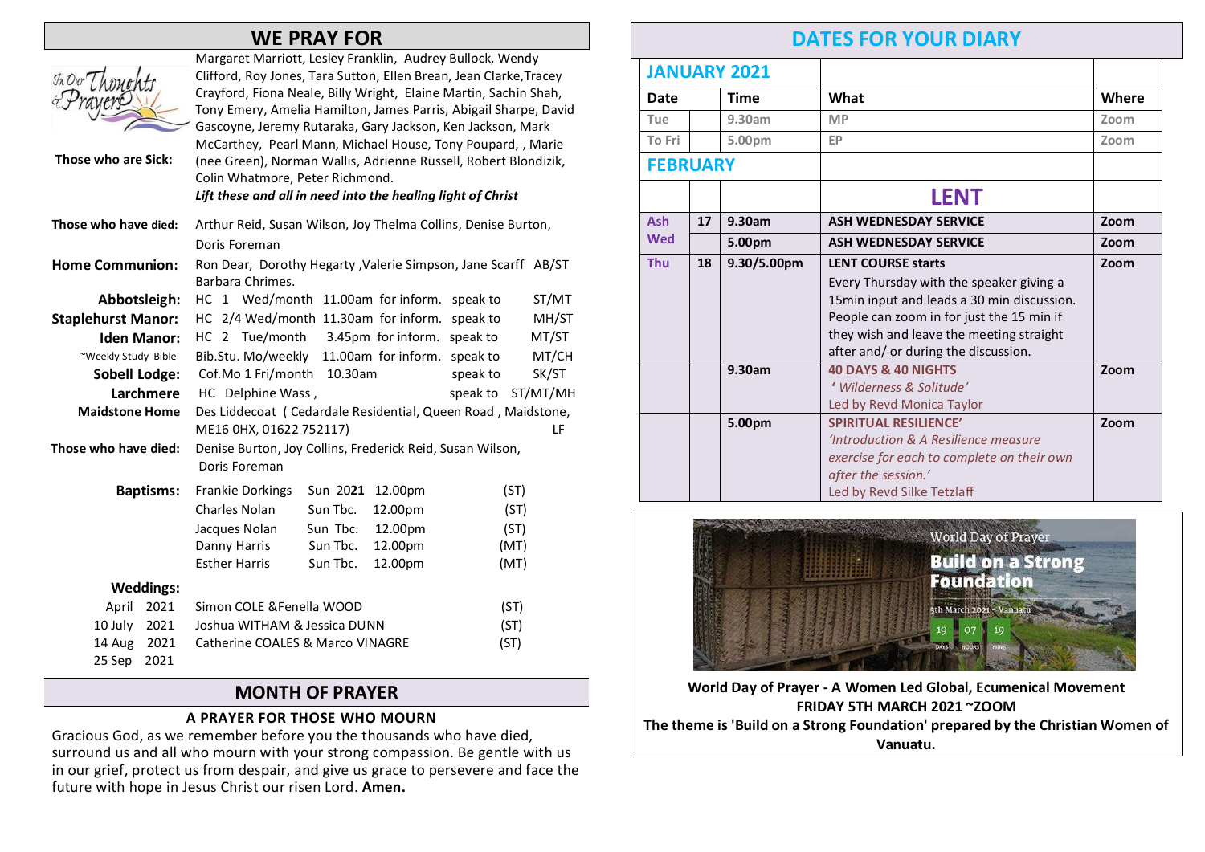## WE PRAY FOR

**Those who are Sick:** Margaret Marriott, Lesley Franklin, Audrey Bullock, Wendy Clifford, Roy Jones, Tara Sutton, Ellen Brean, Jean Clarke,Tracey Crayford, Fiona Neale, Billy Wright, Elaine Martin, Sachin Shah, Tony Emery, Amelia Hamilton, James Parris, Abigail Sharpe, David Gascoyne, Jeremy Rutaraka, Gary Jackson, Ken Jackson, Mark McCarthey, Pearl Mann, Michael House, Tony Poupard, , Marie (nee Green), Norman Wallis, Adrienne Russell, Robert Blondizik, Colin Whatmore, Peter Richmond.

***Lift these and all in need into the healing light of Christ***

**Those who have died:** Arthur Reid, Susan Wilson, Joy Thelma Collins, Denise Burton, Doris Foreman

**Home Communion:** Ron Dear, Dorothy Hegarty ,Valerie Simpson, Jane Scarff AB/ST Barbara Chrimes.

| | | | | |
|---|---|---|---|---|
| **Abbotsleigh:** | HC 1 Wed/month | 11.00am for inform. | speak to | ST/MT |
| **Staplehurst Manor:** | HC 2/4 Wed/month | 11.30am for inform. | speak to | MH/ST |
| **Iden Manor:** | HC 2 Tue/month | 3.45pm for inform. | speak to | MT/ST |
| ~Weekly Study Bible | Bib.Stu. Mo/weekly | 11.00am for inform. | speak to | MT/CH |
| **Sobell Lodge:** | Cof.Mo 1 Fri/month | 10.30am | speak to | SK/ST |
| **Larchmere** | HC Delphine Wass , | | speak to | ST/MT/MH |

**Maidstone Home** Des Liddecoat ( Cedardale Residential, Queen Road , Maidstone, ME16 0HX, 01622 752117) LF

**Those who have died:** Denise Burton, Joy Collins, Frederick Reid, Susan Wilson, Doris Foreman

**Baptisms:**

| | | | |
|---|---|---|---|
| Frankie Dorkings | Sun 20**21** | 12.00pm | (ST) |
| Charles Nolan | Sun Tbc. | 12.00pm | (ST) |
| Jacques Nolan | Sun Tbc. | 12.00pm | (ST) |
| Danny Harris | Sun Tbc. | 12.00pm | (MT) |
| Esther Harris | Sun Tbc. | 12.00pm | (MT) |

**Weddings:**

| | | |
|---|---|---|
| April 2021 | Simon COLE &Fenella WOOD | (ST) |
| 10 July 2021 | Joshua WITHAM & Jessica DUNN | (ST) |
| 14 Aug 2021 | Catherine COALES & Marco VINAGRE | (ST) |
| 25 Sep 2021 | | |

## MONTH OF PRAYER

### A PRAYER FOR THOSE WHO MOURN

Gracious God, as we remember before you the thousands who have died, surround us and all who mourn with your strong compassion. Be gentle with us in our grief, protect us from despair, and give us grace to persevere and face the future with hope in Jesus Christ our risen Lord. **Amen.**

## DATES FOR YOUR DIARY

| **JANUARY 2021** | | | | |
|---|---|---|---|---|
| **Date** | | **Time** | **What** | **Where** |
| Tue | | 9.30am | MP | Zoom |
| To Fri | | 5.00pm | EP | Zoom |
| **FEBRUARY** | | | | |
| | | | **LENT** | |
| **Ash Wed** | **17** | **9.30am** | **ASH WEDNESDAY SERVICE** | **Zoom** |
| | | **5.00pm** | **ASH WEDNESDAY SERVICE** | **Zoom** |
| **Thu** | **18** | **9.30/5.00pm** | **LENT COURSE starts** Every Thursday with the speaker giving a 15min input and leads a 30 min discussion. People can zoom in for just the 15 min if they wish and leave the meeting straight after and/ or during the discussion. | **Zoom** |
| | | **9.30am** | **40 DAYS & 40 NIGHTS** *' Wilderness & Solitude'* Led by Revd Monica Taylor | **Zoom** |
| | | **5.00pm** | **SPIRITUAL RESILIENCE'** *'Introduction & A Resilience measure exercise for each to complete on their own after the session.'* Led by Revd Silke Tetzlaff | **Zoom** |

**World Day of Prayer - A Women Led Global, Ecumenical Movement**
**FRIDAY 5TH MARCH 2021 ~ZOOM**
**The theme is 'Build on a Strong Foundation' prepared by the Christian Women of Vanuatu.**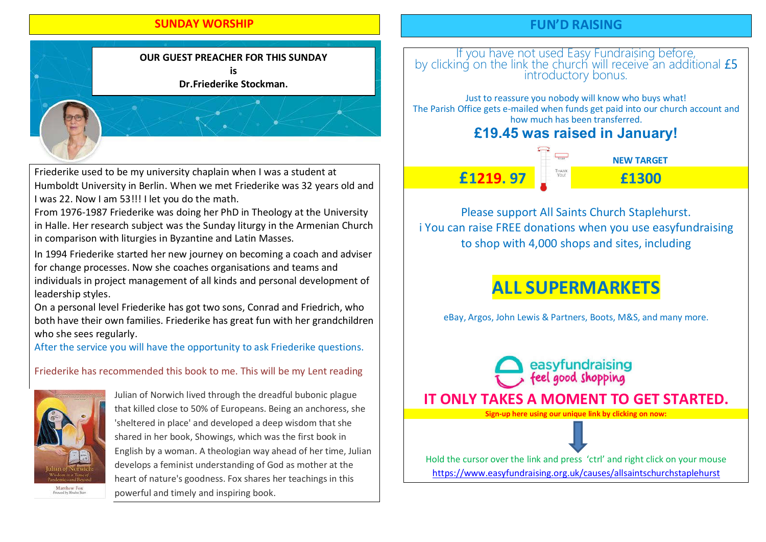## SUNDAY WORSHIP

**OUR GUEST PREACHER FOR THIS SUNDAY**
**is**
**Dr.Friederike Stockman.**

Friederike used to be my university chaplain when I was a student at Humboldt University in Berlin. When we met Friederike was 32 years old and I was 22. Now I am 53!!! I let you do the math.

From 1976-1987 Friederike was doing her PhD in Theology at the University in Halle. Her research subject was the Sunday liturgy in the Armenian Church in comparison with liturgies in Byzantine and Latin Masses.

In 1994 Friederike started her new journey on becoming a coach and adviser for change processes. Now she coaches organisations and teams and individuals in project management of all kinds and personal development of leadership styles.

On a personal level Friederike has got two sons, Conrad and Friedrich, who both have their own families. Friederike has great fun with her grandchildren who she sees regularly.

After the service you will have the opportunity to ask Friederike questions.

Friederike has recommended this book to me. This will be my Lent reading

Julian of Norwich lived through the dreadful bubonic plague that killed close to 50% of Europeans. Being an anchoress, she 'sheltered in place' and developed a deep wisdom that she shared in her book, Showings, which was the first book in English by a woman. A theologian way ahead of her time, Julian develops a feminist understanding of God as mother at the heart of nature's goodness. Fox shares her teachings in this powerful and timely and inspiring book.

## FUN'D RAISING

If you have not used Easy Fundraising before, by clicking on the link the church will receive an additional £5 introductory bonus.

Just to reassure you nobody will know who buys what!
The Parish Office gets e-mailed when funds get paid into our church account and how much has been transferred.

**£19.45 was raised in January!**

**£1219. 97**

**NEW TARGET**
**£1300**

Please support All Saints Church Staplehurst.
You can raise FREE donations when you use easyfundraising to shop with 4,000 shops and sites, including

# ALL SUPERMARKETS

eBay, Argos, John Lewis & Partners, Boots, M&S, and many more.

easyfundraising feel good shopping

**IT ONLY TAKES A MOMENT TO GET STARTED.**

**Sign-up here using our unique link by clicking on now:**

Hold the cursor over the link and press 'ctrl' and right click on your mouse
https://www.easyfundraising.org.uk/causes/allsaintschurchstaplehurst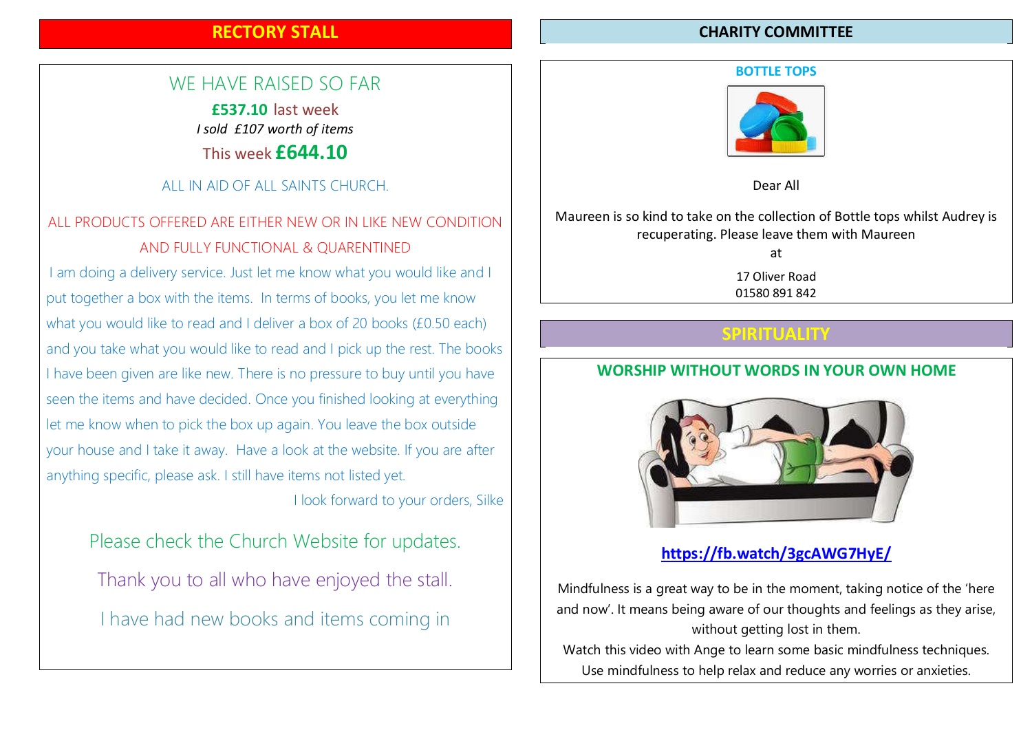## RECTORY STALL

### WE HAVE RAISED SO FAR

**£537.10** last week

*I sold £107 worth of items*

This week **£644.10**

ALL IN AID OF ALL SAINTS CHURCH.

ALL PRODUCTS OFFERED ARE EITHER NEW OR IN LIKE NEW CONDITION AND FULLY FUNCTIONAL & QUARENTINED

I am doing a delivery service. Just let me know what you would like and I put together a box with the items. In terms of books, you let me know what you would like to read and I deliver a box of 20 books (£0.50 each) and you take what you would like to read and I pick up the rest. The books I have been given are like new. There is no pressure to buy until you have seen the items and have decided. Once you finished looking at everything let me know when to pick the box up again. You leave the box outside your house and I take it away. Have a look at the website. If you are after anything specific, please ask. I still have items not listed yet.

I look forward to your orders, Silke

Please check the Church Website for updates.

Thank you to all who have enjoyed the stall.

I have had new books and items coming in

## CHARITY COMMITTEE

### BOTTLE TOPS

Dear All

Maureen is so kind to take on the collection of Bottle tops whilst Audrey is recuperating. Please leave them with Maureen

at

17 Oliver Road
01580 891 842

## SPIRITUALITY

### WORSHIP WITHOUT WORDS IN YOUR OWN HOME

**https://fb.watch/3gcAWG7HyE/**

Mindfulness is a great way to be in the moment, taking notice of the 'here and now'. It means being aware of our thoughts and feelings as they arise, without getting lost in them.

Watch this video with Ange to learn some basic mindfulness techniques.

Use mindfulness to help relax and reduce any worries or anxieties.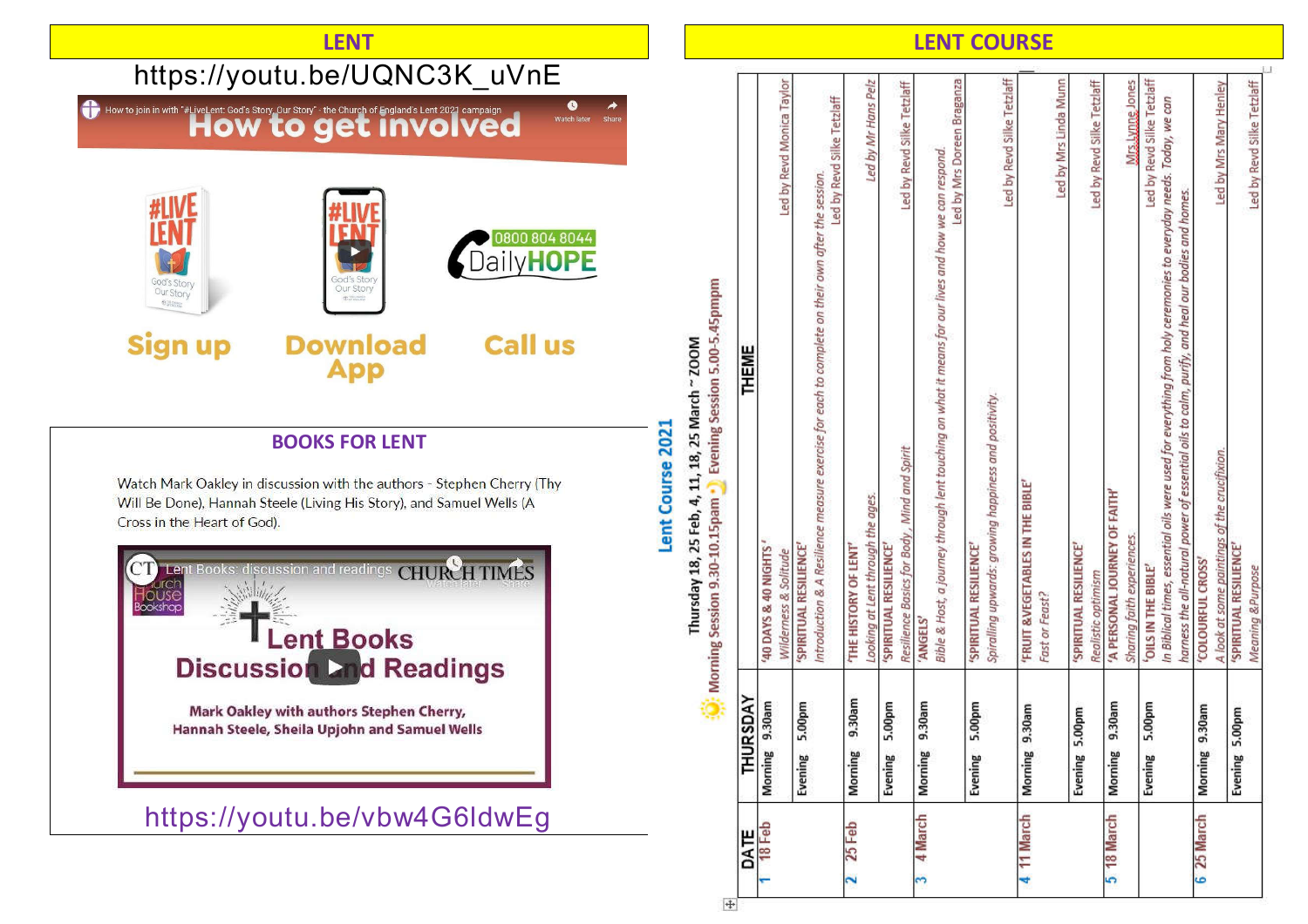## LENT

https://youtu.be/UQNC3K_uVnE

How to join in with "#LiveLent: God's Story, Our Story" - the Church of England's Lent 2021 campaign

How to get involved

Sign up

Download App

Call us

0800 804 8044 DailyHOPE

## BOOKS FOR LENT

Watch Mark Oakley in discussion with the authors - Stephen Cherry (Thy Will Be Done), Hannah Steele (Living His Story), and Samuel Wells (A Cross in the Heart of God).

Lent Books: discussion and readings

Lent Books Discussion and Readings

Mark Oakley with authors Stephen Cherry, Hannah Steele, Sheila Upjohn and Samuel Wells

https://youtu.be/vbw4G6ldwEg

## LENT COURSE

### Lent Course 2021

Thursday 18, 25 Feb, 4, 11, 18, 25 March ~ ZOOM

Morning Session 9.30-10.15pam Evening Session 5.00-5.45pmpm

| DATE | THURSDAY | | THEME |
|---|---|---|---|
| 1 18 Feb | Morning | 9.30am | '40 DAYS & 40 NIGHTS' *Wilderness & Solitude* — Led by Revd Monica Taylor |
| | Evening | 5.00pm | 'SPIRITUAL RESILIENCE' *Introduction & A Resilience measure exercise for each to complete on their own after the session.* — Led by Revd Silke Tetzlaff |
| 2 25 Feb | Morning | 9.30am | 'THE HISTORY OF LENT' *Looking at Lent through the ages.* — Led by Mr Hans Pelz |
| | Evening | 5.00pm | 'SPIRITUAL RESILIENCE' *Resilience Basics for Body, Mind and Spirit* — Led by Revd Silke Tetzlaff |
| 3 4 March | Morning | 9.30am | 'ANGELS' *Bible & Host, a journey through lent touching on what it means for our lives and how we can respond.* — Led by Mrs Doreen Braganza |
| | Evening | 5.00pm | 'SPIRITUAL RESILIENCE' *Spiralling upwards: growing happiness and positivity.* — Led by Revd Silke Tetzlaff |
| 4 11 March | Morning | 9.30am | 'FRUIT &VEGETABLES IN THE BIBLE' *Fast or Feast?* — Led by Mrs Linda Munn |
| | Evening | 5.00pm | 'SPIRITUAL RESILIENCE' *Realistic optimism* — Led by Revd Silke Tetzlaff |
| 5 18 March | Morning | 9.30am | 'A PERSONAL JOURNEY OF FAITH' *Sharing faith experiences.* — Mrs Lynne Jones |
| | Evening | 5.00pm | 'OILS IN THE BIBLE' *In Biblical times, essential oils were used for everything from holy ceremonies to everyday needs. Today, we can harness the all-natural power of essential oils to calm, purify, and heal our bodies and homes.* — Led by Revd Silke Tetzlaff |
| 6 25 March | Morning | 9.30am | 'COLOURFUL CROSS' *A look at some paintings of the crucifixion.* — Led by Mrs Mary Henley |
| | Evening | 5.00pm | 'SPIRITUAL RESILIENCE' *Meaning &Purpose* — Led by Revd Silke Tetzlaff |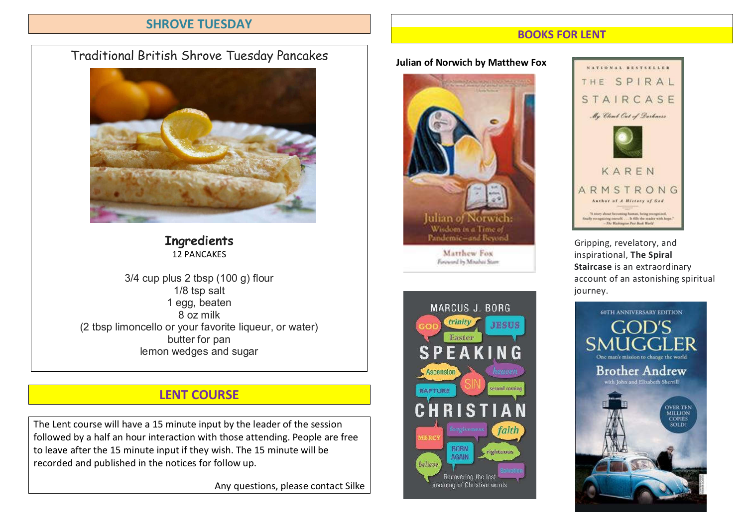## SHROVE TUESDAY

### Traditional British Shrove Tuesday Pancakes

**Ingredients**
12 PANCAKES

3/4 cup plus 2 tbsp (100 g) flour
1/8 tsp salt
1 egg, beaten
8 oz milk
(2 tbsp limoncello or your favorite liqueur, or water)
butter for pan
lemon wedges and sugar

## LENT COURSE

The Lent course will have a 15 minute input by the leader of the session followed by a half an hour interaction with those attending. People are free to leave after the 15 minute input if they wish. The 15 minute will be recorded and published in the notices for follow up.

Any questions, please contact Silke

## BOOKS FOR LENT

**Julian of Norwich by Matthew Fox**

Gripping, revelatory, and inspirational, **The Spiral Staircase** is an extraordinary account of an astonishing spiritual journey.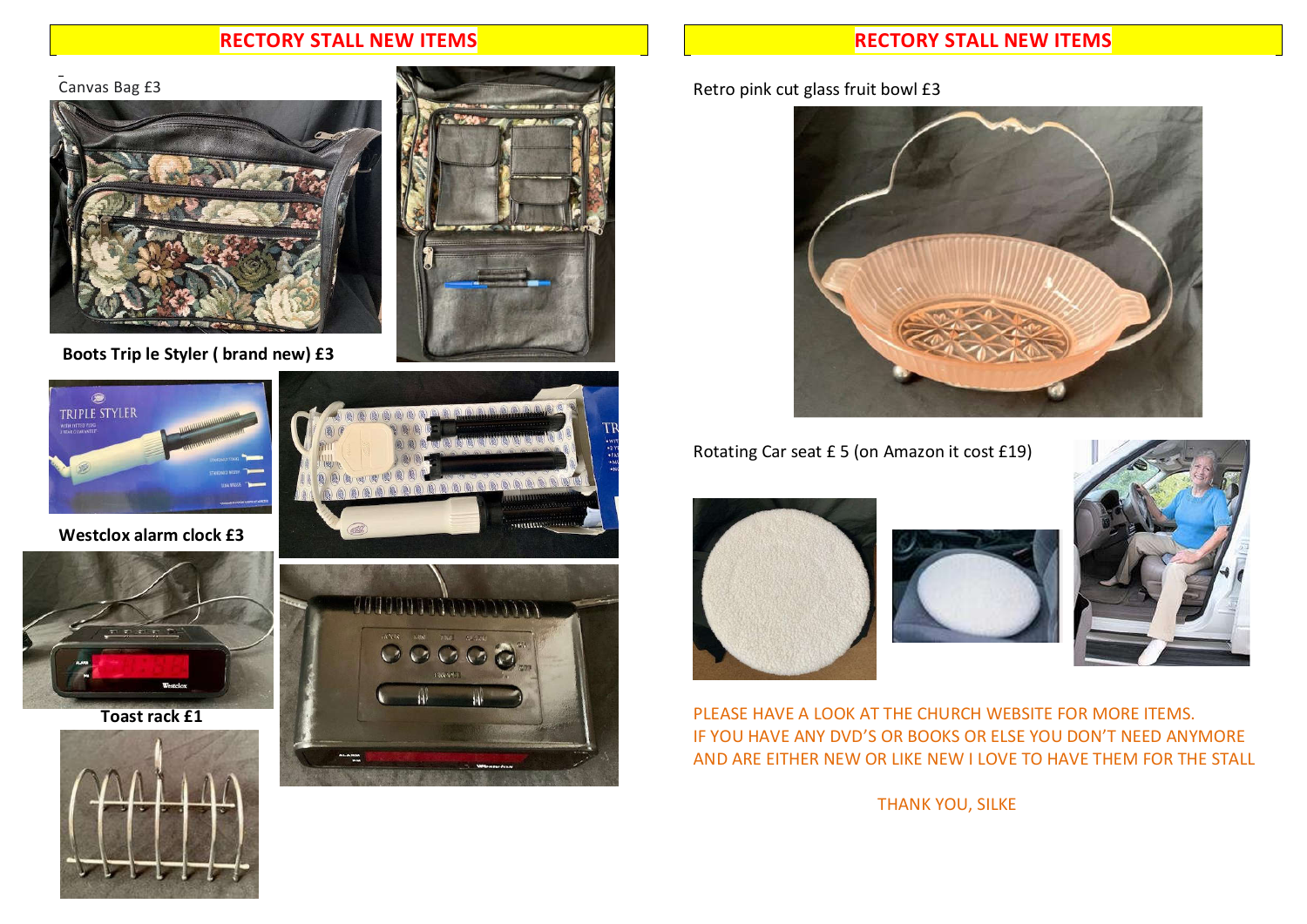## RECTORY STALL NEW ITEMS

Canvas Bag £3

**Boots Trip le Styler ( brand new) £3**

**Westclox alarm clock £3**

**Toast rack £1**

## RECTORY STALL NEW ITEMS

Retro pink cut glass fruit bowl £3

Rotating Car seat £ 5 (on Amazon it cost £19)

PLEASE HAVE A LOOK AT THE CHURCH WEBSITE FOR MORE ITEMS.
IF YOU HAVE ANY DVD'S OR BOOKS OR ELSE YOU DON'T NEED ANYMORE AND ARE EITHER NEW OR LIKE NEW I LOVE TO HAVE THEM FOR THE STALL

THANK YOU, SILKE